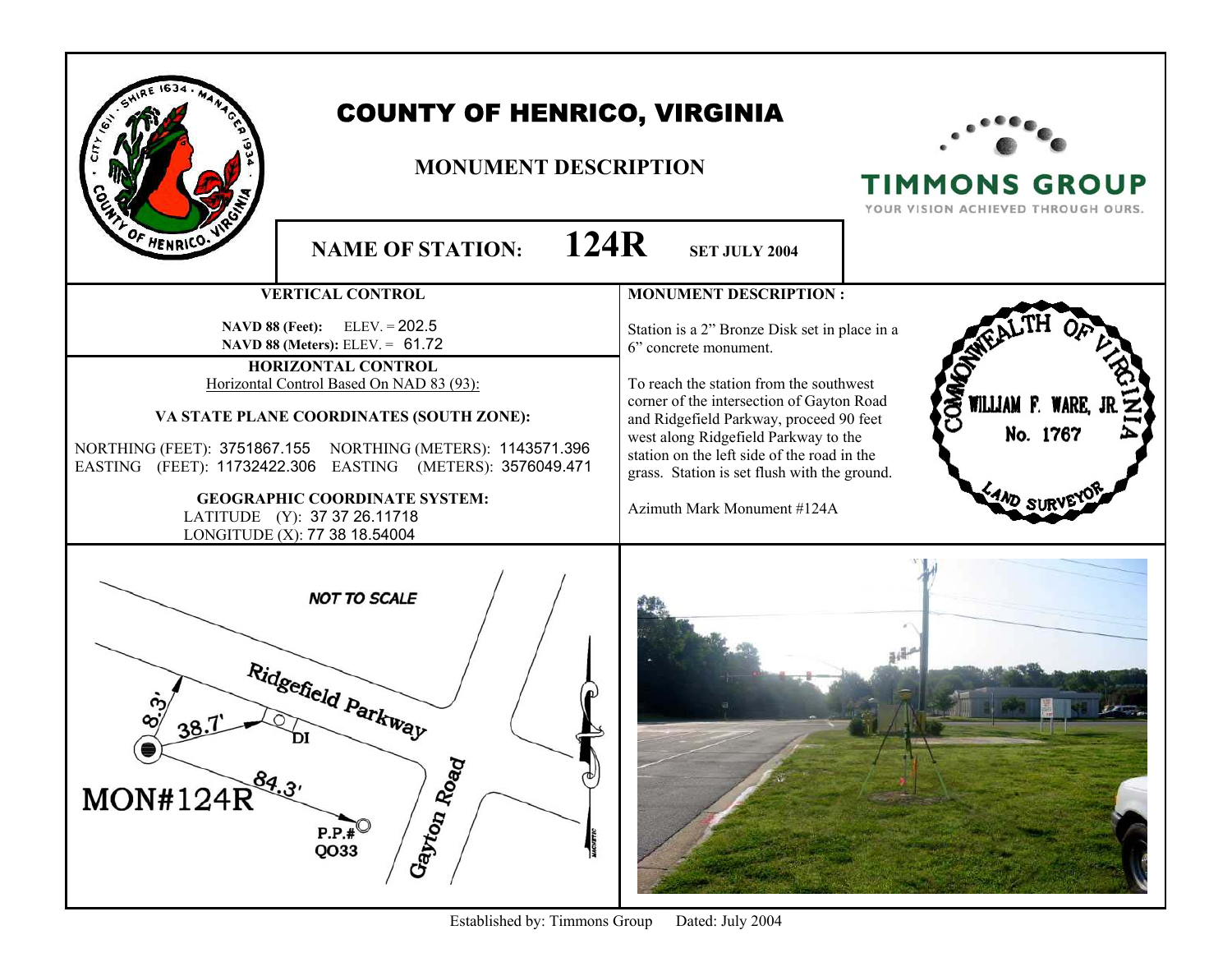# COUNTY OF HENRICO, VIRGINIA

## MONUMENT DESCRIPTION

TIMMONS GROUP
YOUR VISION ACHIEVED THROUGH OURS.

**NAME OF STATION: 124R** **SET JULY 2004**

### VERTICAL CONTROL

**NAVD 88 (Feet):** ELEV. = 202.5
**NAVD 88 (Meters):** ELEV. = 61.72

### HORIZONTAL CONTROL

Horizontal Control Based On NAD 83 (93):

**VA STATE PLANE COORDINATES (SOUTH ZONE):**

NORTHING (FEET): 3751867.155 NORTHING (METERS): 1143571.396
EASTING (FEET): 11732422.306 EASTING (METERS): 3576049.471

**GEOGRAPHIC COORDINATE SYSTEM:**

LATITUDE (Y): 37 37 26.11718
LONGITUDE (X): 77 38 18.54004

### MONUMENT DESCRIPTION :

Station is a 2" Bronze Disk set in place in a 6" concrete monument.

To reach the station from the southwest corner of the intersection of Gayton Road and Ridgefield Parkway, proceed 90 feet west along Ridgefield Parkway to the station on the left side of the road in the grass. Station is set flush with the ground.

Azimuth Mark Monument #124A

COMMONWEALTH OF VIRGINIA
WILLIAM F. WARE, JR.
No. 1767
LAND SURVEYOR

NOT TO SCALE

Ridgefield Parkway
Gayton Road
MON#124R
8.3'
38.7'
DI
84.3'
P.P.# QO33

Established by: Timmons Group Dated: July 2004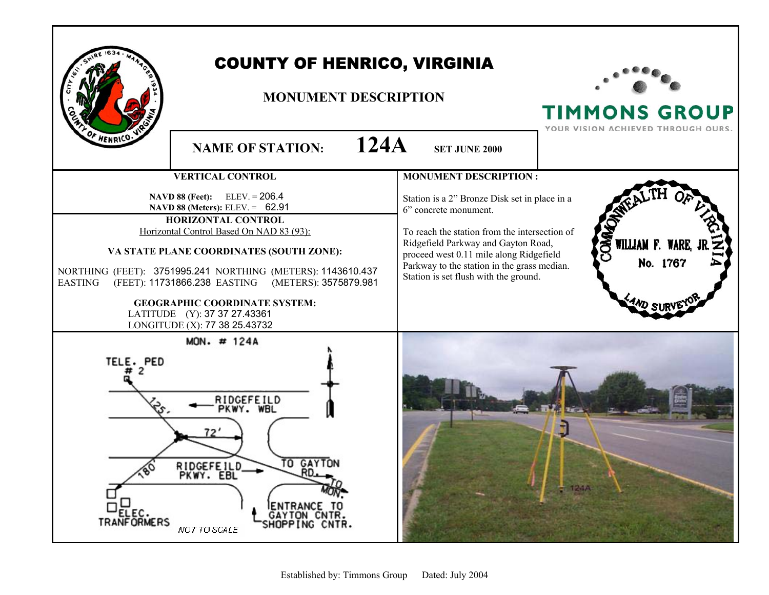# COUNTY OF HENRICO, VIRGINIA

## MONUMENT DESCRIPTION

TIMMONS GROUP
YOUR VISION ACHIEVED THROUGH OURS.

**NAME OF STATION:** **124A** **SET JUNE 2000**

### VERTICAL CONTROL

**NAVD 88 (Feet):** ELEV. = 206.4
**NAVD 88 (Meters):** ELEV. = 62.91

### HORIZONTAL CONTROL

Horizontal Control Based On NAD 83 (93):

**VA STATE PLANE COORDINATES (SOUTH ZONE):**

NORTHING (FEET): 3751995.241 NORTHING (METERS): 1143610.437
EASTING (FEET): 11731866.238 EASTING (METERS): 3575879.981

**GEOGRAPHIC COORDINATE SYSTEM:**

LATITUDE (Y): 37 37 27.43361
LONGITUDE (X): 77 38 25.43732

### MONUMENT DESCRIPTION :

Station is a 2" Bronze Disk set in place in a 6" concrete monument.

To reach the station from the intersection of Ridgefield Parkway and Gayton Road, proceed west 0.11 mile along Ridgefield Parkway to the station in the grass median. Station is set flush with the ground.

COMMONWEALTH OF VIRGINIA
WILLIAM F. WARE, JR.
No. 1767
LAND SURVEYOR

MON. # 124A
TELE. PED # 2
125'
RIDGEFEILD PKWY. WBL
72'
180'
RIDGEFEILD PKWY. EBL
TO GAYTON RD.
TO MON.
ELEC. TRANFORMERS
ENTRANCE TO GAYTON CNTR. SHOPPING CNTR.
NOT TO SCALE

Established by: Timmons Group Dated: July 2004